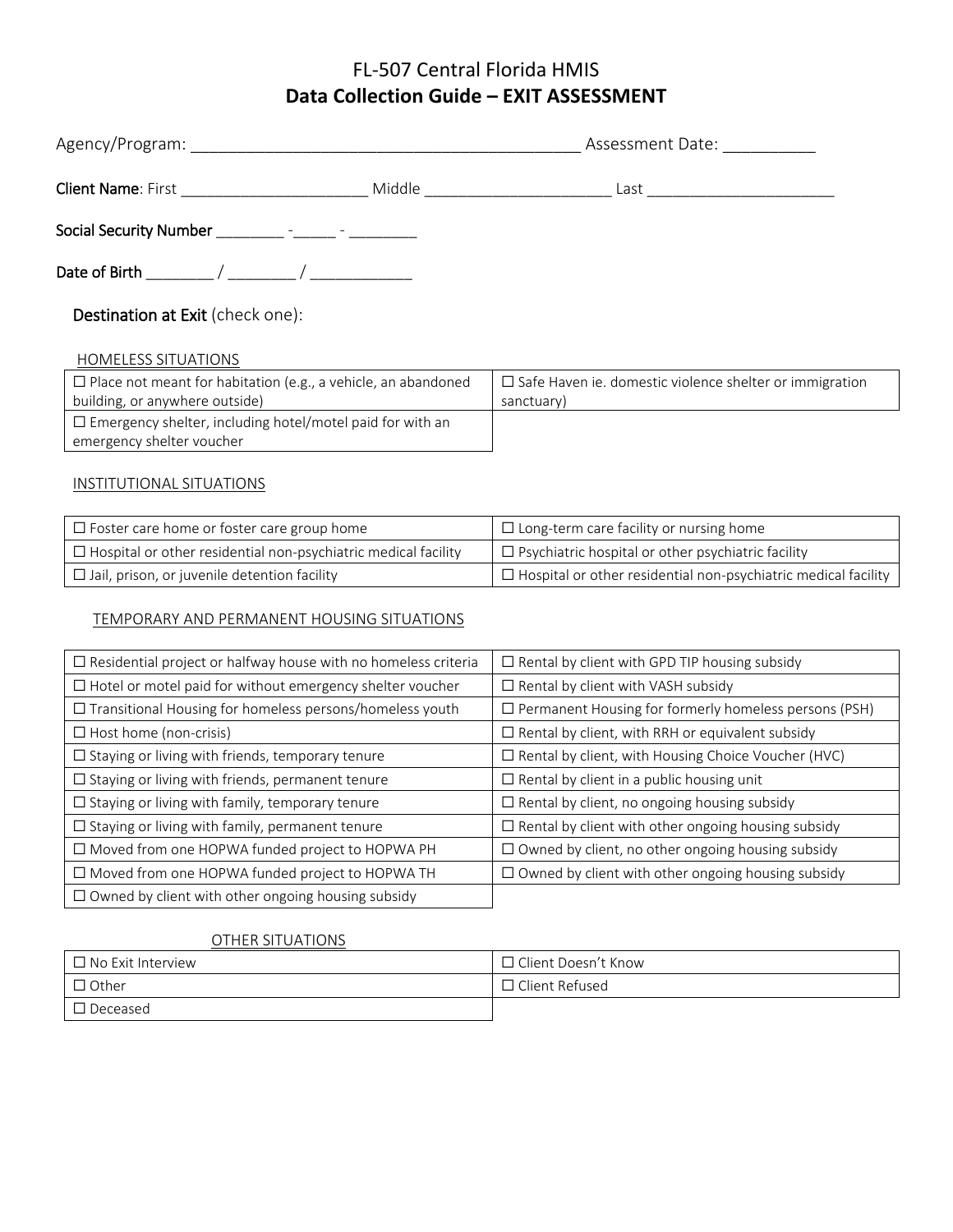# FL-507 Central Florida HMIS

## Data Collection Guide – EXIT ASSESSMENT

Agency/Program: ___________________________________________ Assessment Date: __________

**Client Name**: First ______________________ Middle _____________________ Last ______________________

**Social Security Number** ________ -_____ - ________

**Date of Birth** ________ / ________ / ____________

**Destination at Exit** (check one):

HOMELESS SITUATIONS

| | |
|---|---|
| ☐ Place not meant for habitation (e.g., a vehicle, an abandoned building, or anywhere outside) | ☐ Safe Haven ie. domestic violence shelter or immigration sanctuary) |
| ☐ Emergency shelter, including hotel/motel paid for with an emergency shelter voucher | |

INSTITUTIONAL SITUATIONS

| | |
|---|---|
| ☐ Foster care home or foster care group home | ☐ Long-term care facility or nursing home |
| ☐ Hospital or other residential non-psychiatric medical facility | ☐ Psychiatric hospital or other psychiatric facility |
| ☐ Jail, prison, or juvenile detention facility | ☐ Hospital or other residential non-psychiatric medical facility |

TEMPORARY AND PERMANENT HOUSING SITUATIONS

| | |
|---|---|
| ☐ Residential project or halfway house with no homeless criteria | ☐ Rental by client with GPD TIP housing subsidy |
| ☐ Hotel or motel paid for without emergency shelter voucher | ☐ Rental by client with VASH subsidy |
| ☐ Transitional Housing for homeless persons/homeless youth | ☐ Permanent Housing for formerly homeless persons (PSH) |
| ☐ Host home (non-crisis) | ☐ Rental by client, with RRH or equivalent subsidy |
| ☐ Staying or living with friends, temporary tenure | ☐ Rental by client, with Housing Choice Voucher (HVC) |
| ☐ Staying or living with friends, permanent tenure | ☐ Rental by client in a public housing unit |
| ☐ Staying or living with family, temporary tenure | ☐ Rental by client, no ongoing housing subsidy |
| ☐ Staying or living with family, permanent tenure | ☐ Rental by client with other ongoing housing subsidy |
| ☐ Moved from one HOPWA funded project to HOPWA PH | ☐ Owned by client, no other ongoing housing subsidy |
| ☐ Moved from one HOPWA funded project to HOPWA TH | ☐ Owned by client with other ongoing housing subsidy |
| ☐ Owned by client with other ongoing housing subsidy | |

OTHER SITUATIONS

| | |
|---|---|
| ☐ No Exit Interview | ☐ Client Doesn't Know |
| ☐ Other | ☐ Client Refused |
| ☐ Deceased | |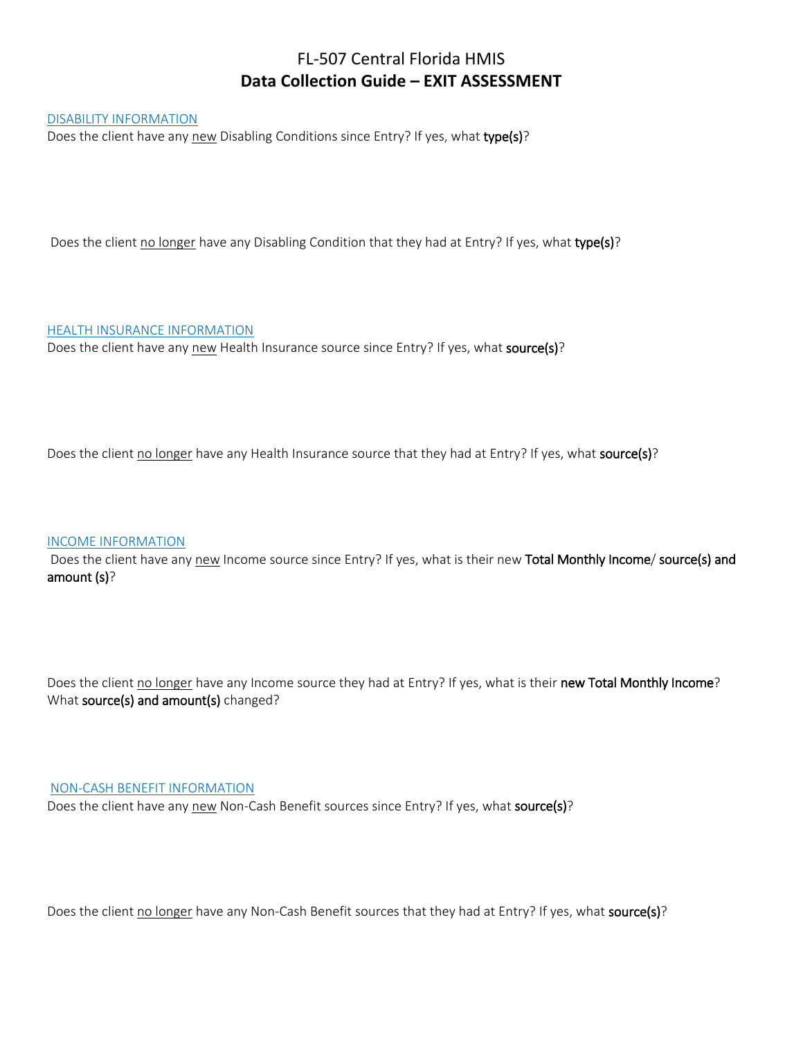# FL-507 Central Florida HMIS
## Data Collection Guide – EXIT ASSESSMENT

DISABILITY INFORMATION

Does the client have any <u>new</u> Disabling Conditions since Entry? If yes, what **type(s)**?

Does the client <u>no longer</u> have any Disabling Condition that they had at Entry? If yes, what **type(s)**?

HEALTH INSURANCE INFORMATION

Does the client have any <u>new</u> Health Insurance source since Entry? If yes, what **source(s)**?

Does the client <u>no longer</u> have any Health Insurance source that they had at Entry? If yes, what **source(s)**?

INCOME INFORMATION

Does the client have any <u>new</u> Income source since Entry? If yes, what is their new **Total Monthly Income**/ **source(s) and amount (s)**?

Does the client <u>no longer</u> have any Income source they had at Entry? If yes, what is their **new Total Monthly Income**? What **source(s) and amount(s)** changed?

NON-CASH BENEFIT INFORMATION

Does the client have any <u>new</u> Non-Cash Benefit sources since Entry? If yes, what **source(s)**?

Does the client <u>no longer</u> have any Non-Cash Benefit sources that they had at Entry? If yes, what **source(s)**?